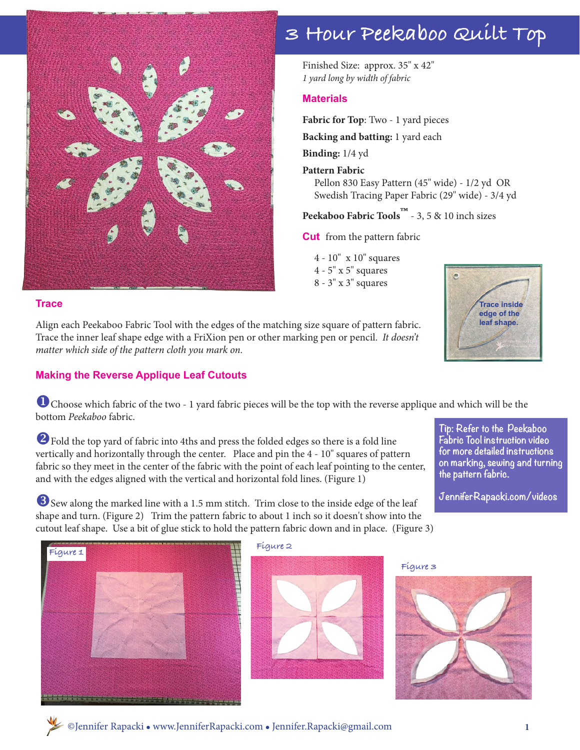# 3 Hour Peekaboo Quilt Top

Finished Size: approx. 35" x 42"
*1 yard long by width of fabric*

## Materials

**Fabric for Top**: Two - 1 yard pieces

**Backing and batting:** 1 yard each

**Binding:** 1/4 yd

**Pattern Fabric**
Pellon 830 Easy Pattern (45" wide) - 1/2 yd OR
Swedish Tracing Paper Fabric (29" wide) - 3/4 yd

**Peekaboo Fabric Tools™** - 3, 5 & 10 inch sizes

**Cut** from the pattern fabric

- 4 - 10" x 10" squares
- 4 - 5" x 5" squares
- 8 - 3" x 3" squares

Trace inside edge of the leaf shape.

## Trace

Align each Peekaboo Fabric Tool with the edges of the matching size square of pattern fabric. Trace the inner leaf shape edge with a FriXion pen or other marking pen or pencil. *It doesn't matter which side of the pattern cloth you mark on.*

## Making the Reverse Applique Leaf Cutouts

1. Choose which fabric of the two - 1 yard fabric pieces will be the top with the reverse applique and which will be the bottom *Peekaboo* fabric.

2. Fold the top yard of fabric into 4ths and press the folded edges so there is a fold line vertically and horizontally through the center. Place and pin the 4 - 10" squares of pattern fabric so they meet in the center of the fabric with the point of each leaf pointing to the center, and with the edges aligned with the vertical and horizontal fold lines. (Figure 1)

3. Sew along the marked line with a 1.5 mm stitch. Trim close to the inside edge of the leaf shape and turn. (Figure 2) Trim the pattern fabric to about 1 inch so it doesn't show into the cutout leaf shape. Use a bit of glue stick to hold the pattern fabric down and in place. (Figure 3)

Tip: Refer to the Peekaboo Fabric Tool instruction video for more detailed instructions on marking, sewing and turning the pattern fabric.

JenniferRapacki.com/videos

Figure 1

Figure 2

Figure 3

©Jennifer Rapacki • www.JenniferRapacki.com • Jennifer.Rapacki@gmail.com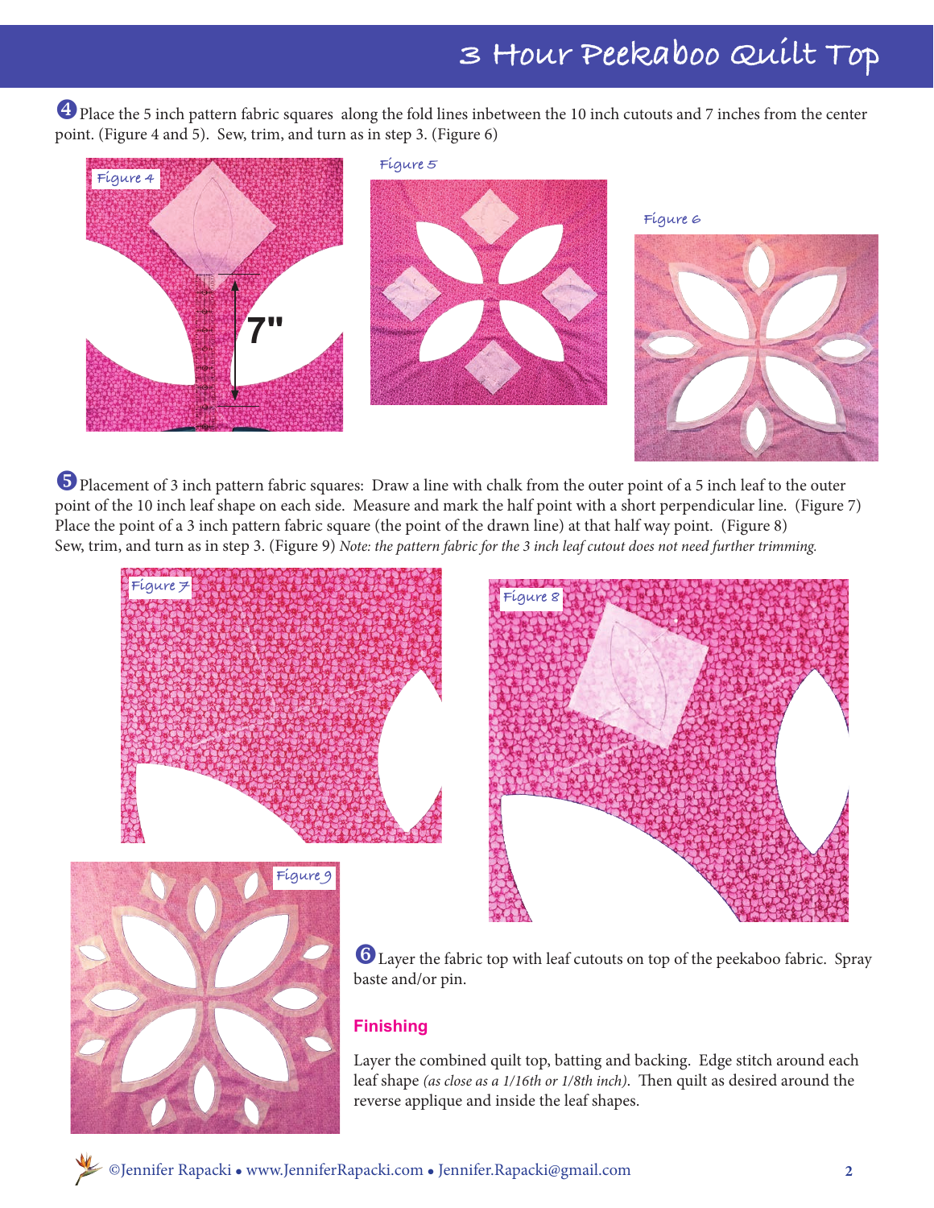4 Place the 5 inch pattern fabric squares along the fold lines inbetween the 10 inch cutouts and 7 inches from the center point. (Figure 4 and 5). Sew, trim, and turn as in step 3. (Figure 6)

Figure 4

7"

Figure 5

Figure 6

5 Placement of 3 inch pattern fabric squares: Draw a line with chalk from the outer point of a 5 inch leaf to the outer point of the 10 inch leaf shape on each side. Measure and mark the half point with a short perpendicular line. (Figure 7) Place the point of a 3 inch pattern fabric square (the point of the drawn line) at that half way point. (Figure 8) Sew, trim, and turn as in step 3. (Figure 9) *Note: the pattern fabric for the 3 inch leaf cutout does not need further trimming.*

Figure 7

Figure 8

Figure 9

6 Layer the fabric top with leaf cutouts on top of the peekaboo fabric. Spray baste and/or pin.

## Finishing

Layer the combined quilt top, batting and backing. Edge stitch around each leaf shape *(as close as a 1/16th or 1/8th inch)*. Then quilt as desired around the reverse applique and inside the leaf shapes.

©Jennifer Rapacki • www.JenniferRapacki.com • Jennifer.Rapacki@gmail.com